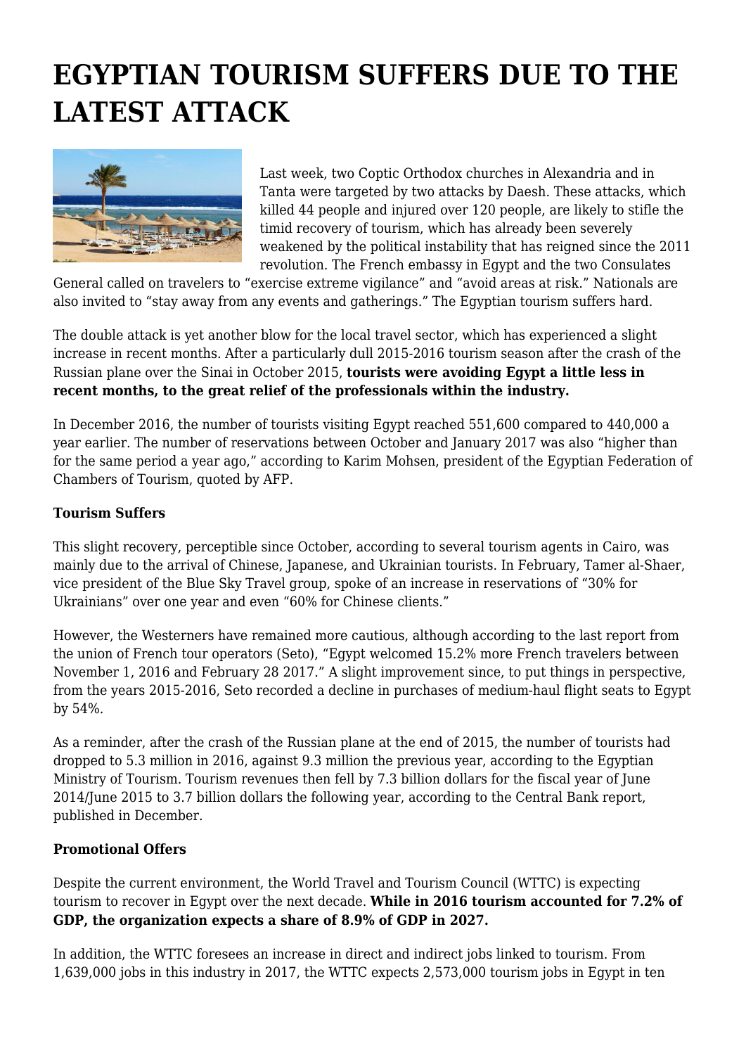# EGYPTIAN TOURISM SUFFERS DUE TO THE LATEST ATTACK

Last week, two Coptic Orthodox churches in Alexandria and in Tanta were targeted by two attacks by Daesh. These attacks, which killed 44 people and injured over 120 people, are likely to stifle the timid recovery of tourism, which has already been severely weakened by the political instability that has reigned since the 2011 revolution. The French embassy in Egypt and the two Consulates General called on travelers to "exercise extreme vigilance" and "avoid areas at risk." Nationals are also invited to "stay away from any events and gatherings." The Egyptian tourism suffers hard.

The double attack is yet another blow for the local travel sector, which has experienced a slight increase in recent months. After a particularly dull 2015-2016 tourism season after the crash of the Russian plane over the Sinai in October 2015, **tourists were avoiding Egypt a little less in recent months, to the great relief of the professionals within the industry.**

In December 2016, the number of tourists visiting Egypt reached 551,600 compared to 440,000 a year earlier. The number of reservations between October and January 2017 was also "higher than for the same period a year ago," according to Karim Mohsen, president of the Egyptian Federation of Chambers of Tourism, quoted by AFP.

**Tourism Suffers**

This slight recovery, perceptible since October, according to several tourism agents in Cairo, was mainly due to the arrival of Chinese, Japanese, and Ukrainian tourists. In February, Tamer al-Shaer, vice president of the Blue Sky Travel group, spoke of an increase in reservations of "30% for Ukrainians" over one year and even "60% for Chinese clients."

However, the Westerners have remained more cautious, although according to the last report from the union of French tour operators (Seto), "Egypt welcomed 15.2% more French travelers between November 1, 2016 and February 28 2017." A slight improvement since, to put things in perspective, from the years 2015-2016, Seto recorded a decline in purchases of medium-haul flight seats to Egypt by 54%.

As a reminder, after the crash of the Russian plane at the end of 2015, the number of tourists had dropped to 5.3 million in 2016, against 9.3 million the previous year, according to the Egyptian Ministry of Tourism. Tourism revenues then fell by 7.3 billion dollars for the fiscal year of June 2014/June 2015 to 3.7 billion dollars the following year, according to the Central Bank report, published in December.

**Promotional Offers**

Despite the current environment, the World Travel and Tourism Council (WTTC) is expecting tourism to recover in Egypt over the next decade. **While in 2016 tourism accounted for 7.2% of GDP, the organization expects a share of 8.9% of GDP in 2027.**

In addition, the WTTC foresees an increase in direct and indirect jobs linked to tourism. From 1,639,000 jobs in this industry in 2017, the WTTC expects 2,573,000 tourism jobs in Egypt in ten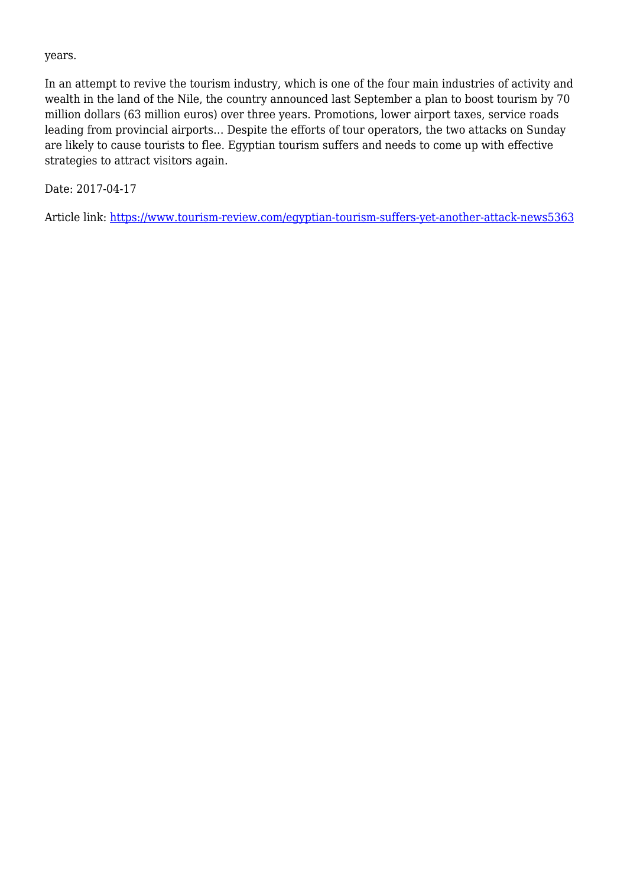years.

In an attempt to revive the tourism industry, which is one of the four main industries of activity and wealth in the land of the Nile, the country announced last September a plan to boost tourism by 70 million dollars (63 million euros) over three years. Promotions, lower airport taxes, service roads leading from provincial airports… Despite the efforts of tour operators, the two attacks on Sunday are likely to cause tourists to flee. Egyptian tourism suffers and needs to come up with effective strategies to attract visitors again.

Date: 2017-04-17

Article link: [https://www.tourism-review.com/egyptian-tourism-suffers-yet-another-attack-news5363](https://www.tourism-review.com/egyptian-tourism-suffers-yet-another-attack-news5363)